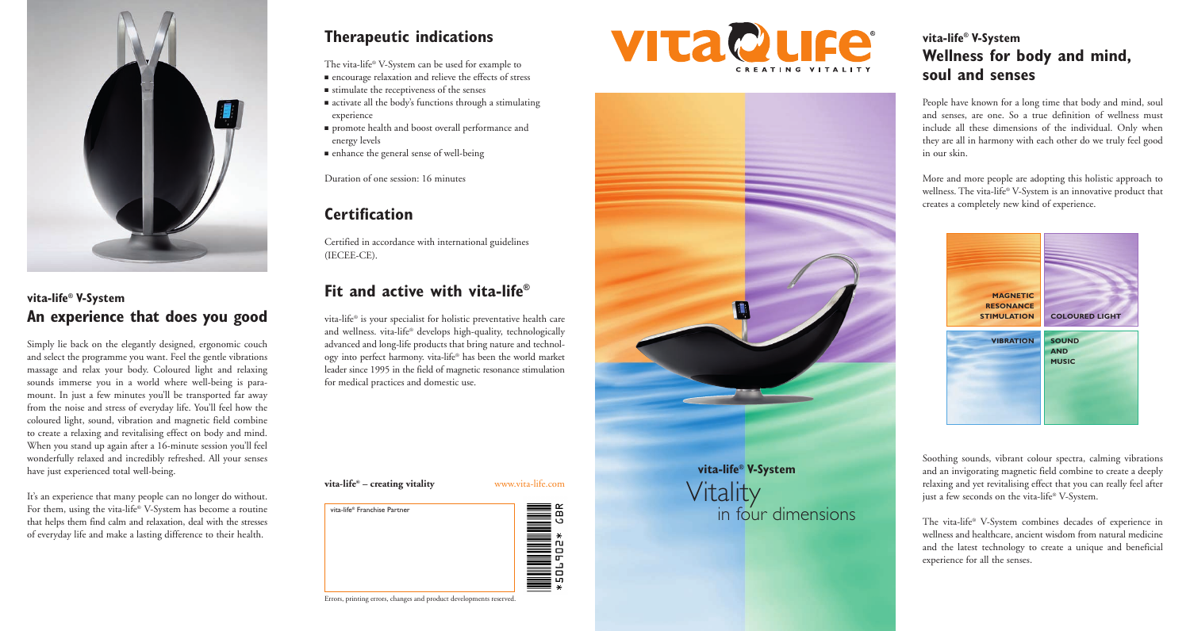## vita-life® V-System
## An experience that does you good

Simply lie back on the elegantly designed, ergonomic couch and select the programme you want. Feel the gentle vibrations massage and relax your body. Coloured light and relaxing sounds immerse you in a world where well-being is paramount. In just a few minutes you'll be transported far away from the noise and stress of everyday life. You'll feel how the coloured light, sound, vibration and magnetic field combine to create a relaxing and revitalising effect on body and mind. When you stand up again after a 16-minute session you'll feel wonderfully relaxed and incredibly refreshed. All your senses have just experienced total well-being.

It's an experience that many people can no longer do without. For them, using the vita-life® V-System has become a routine that helps them find calm and relaxation, deal with the stresses of everyday life and make a lasting difference to their health.

## Therapeutic indications

The vita-life® V-System can be used for example to

- encourage relaxation and relieve the effects of stress
- stimulate the receptiveness of the senses
- activate all the body's functions through a stimulating experience
- promote health and boost overall performance and energy levels
- enhance the general sense of well-being

Duration of one session: 16 minutes

## Certification

Certified in accordance with international guidelines (IECEE-CE).

## Fit and active with vita-life®

vita-life® is your specialist for holistic preventative health care and wellness. vita-life® develops high-quality, technologically advanced and long-life products that bring nature and technology into perfect harmony. vita-life® has been the world market leader since 1995 in the field of magnetic resonance stimulation for medical practices and domestic use.

**vita-life® – creating vitality** www.vita-life.com

vita-life® Franchise Partner

*506902* GBR

Errors, printing errors, changes and product developments reserved.

# VITA LIFE®
CREATING VITALITY

**vita-life® V-System**
Vitality
in four dimensions

## vita-life® V-System
## Wellness for body and mind, soul and senses

People have known for a long time that body and mind, soul and senses, are one. So a true definition of wellness must include all these dimensions of the individual. Only when they are all in harmony with each other do we truly feel good in our skin.

More and more people are adopting this holistic approach to wellness. The vita-life® V-System is an innovative product that creates a completely new kind of experience.

| MAGNETIC RESONANCE STIMULATION | COLOURED LIGHT |
|---|---|
| VIBRATION | SOUND AND MUSIC |

Soothing sounds, vibrant colour spectra, calming vibrations and an invigorating magnetic field combine to create a deeply relaxing and yet revitalising effect that you can really feel after just a few seconds on the vita-life® V-System.

The vita-life® V-System combines decades of experience in wellness and healthcare, ancient wisdom from natural medicine and the latest technology to create a unique and beneficial experience for all the senses.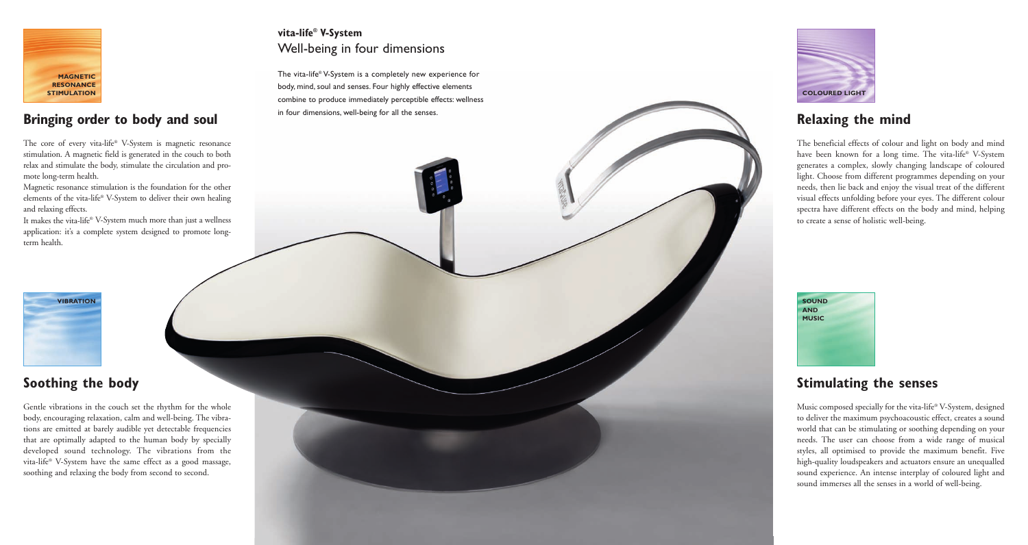## vita-life® V-System
Well-being in four dimensions

The vita-life® V-System is a completely new experience for body, mind, soul and senses. Four highly effective elements combine to produce immediately perceptible effects: wellness in four dimensions, well-being for all the senses.

MAGNETIC RESONANCE STIMULATION

## Bringing order to body and soul

The core of every vita-life® V-System is magnetic resonance stimulation. A magnetic field is generated in the couch to both relax and stimulate the body, stimulate the circulation and promote long-term health.

Magnetic resonance stimulation is the foundation for the other elements of the vita-life® V-System to deliver their own healing and relaxing effects.

It makes the vita-life® V-System much more than just a wellness application: it's a complete system designed to promote long-term health.

VIBRATION

## Soothing the body

Gentle vibrations in the couch set the rhythm for the whole body, encouraging relaxation, calm and well-being. The vibrations are emitted at barely audible yet detectable frequencies that are optimally adapted to the human body by specially developed sound technology. The vibrations from the vita-life® V-System have the same effect as a good massage, soothing and relaxing the body from second to second.

COLOURED LIGHT

## Relaxing the mind

The beneficial effects of colour and light on body and mind have been known for a long time. The vita-life® V-System generates a complex, slowly changing landscape of coloured light. Choose from different programmes depending on your needs, then lie back and enjoy the visual treat of the different visual effects unfolding before your eyes. The different colour spectra have different effects on the body and mind, helping to create a sense of holistic well-being.

SOUND AND MUSIC

## Stimulating the senses

Music composed specially for the vita-life® V-System, designed to deliver the maximum psychoacoustic effect, creates a sound world that can be stimulating or soothing depending on your needs. The user can choose from a wide range of musical styles, all optimised to provide the maximum benefit. Five high-quality loudspeakers and actuators ensure an unequalled sound experience. An intense interplay of coloured light and sound immerses all the senses in a world of well-being.